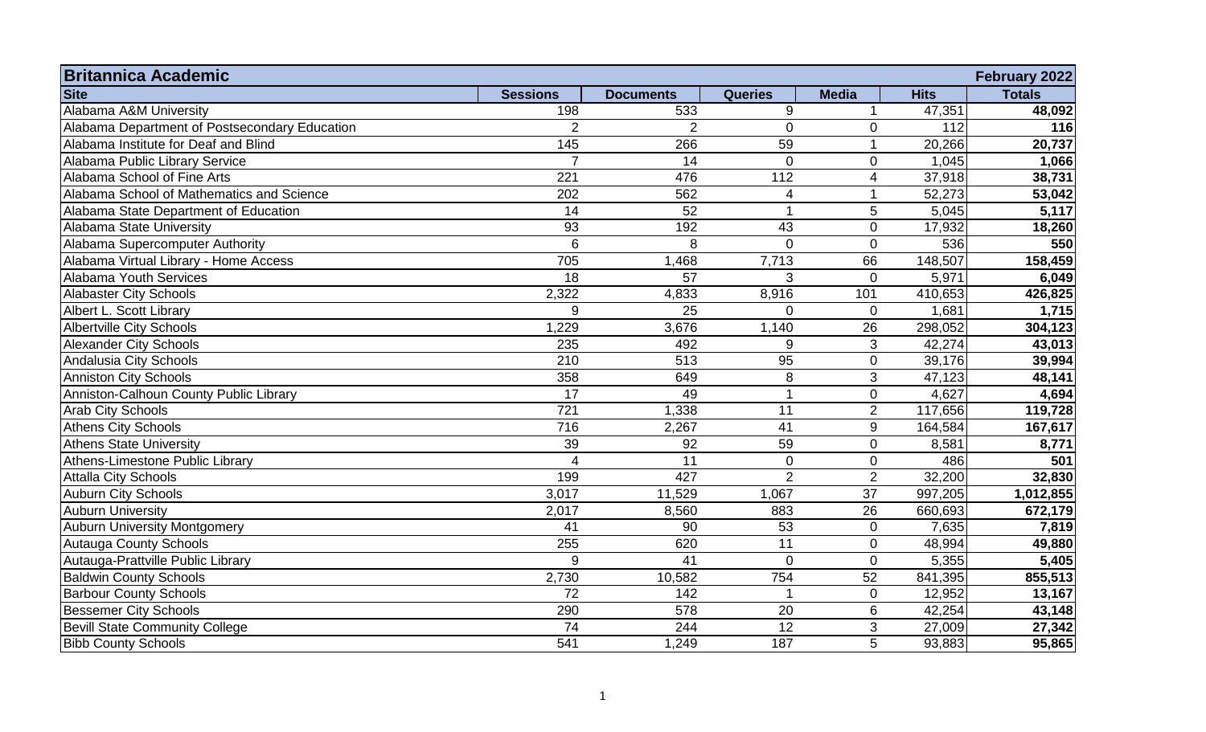| Britannica Academic | | | | | | February 2022 |
|---|---|---|---|---|---|---|
| **Site** | **Sessions** | **Documents** | **Queries** | **Media** | **Hits** | **Totals** |
| Alabama A&M University | 198 | 533 | 9 | 1 | 47,351 | **48,092** |
| Alabama Department of Postsecondary Education | 2 | 2 | 0 | 0 | 112 | **116** |
| Alabama Institute for Deaf and Blind | 145 | 266 | 59 | 1 | 20,266 | **20,737** |
| Alabama Public Library Service | 7 | 14 | 0 | 0 | 1,045 | **1,066** |
| Alabama School of Fine Arts | 221 | 476 | 112 | 4 | 37,918 | **38,731** |
| Alabama School of Mathematics and Science | 202 | 562 | 4 | 1 | 52,273 | **53,042** |
| Alabama State Department of Education | 14 | 52 | 1 | 5 | 5,045 | **5,117** |
| Alabama State University | 93 | 192 | 43 | 0 | 17,932 | **18,260** |
| Alabama Supercomputer Authority | 6 | 8 | 0 | 0 | 536 | **550** |
| Alabama Virtual Library - Home Access | 705 | 1,468 | 7,713 | 66 | 148,507 | **158,459** |
| Alabama Youth Services | 18 | 57 | 3 | 0 | 5,971 | **6,049** |
| Alabaster City Schools | 2,322 | 4,833 | 8,916 | 101 | 410,653 | **426,825** |
| Albert L. Scott Library | 9 | 25 | 0 | 0 | 1,681 | **1,715** |
| Albertville City Schools | 1,229 | 3,676 | 1,140 | 26 | 298,052 | **304,123** |
| Alexander City Schools | 235 | 492 | 9 | 3 | 42,274 | **43,013** |
| Andalusia City Schools | 210 | 513 | 95 | 0 | 39,176 | **39,994** |
| Anniston City Schools | 358 | 649 | 8 | 3 | 47,123 | **48,141** |
| Anniston-Calhoun County Public Library | 17 | 49 | 1 | 0 | 4,627 | **4,694** |
| Arab City Schools | 721 | 1,338 | 11 | 2 | 117,656 | **119,728** |
| Athens City Schools | 716 | 2,267 | 41 | 9 | 164,584 | **167,617** |
| Athens State University | 39 | 92 | 59 | 0 | 8,581 | **8,771** |
| Athens-Limestone Public Library | 4 | 11 | 0 | 0 | 486 | **501** |
| Attalla City Schools | 199 | 427 | 2 | 2 | 32,200 | **32,830** |
| Auburn City Schools | 3,017 | 11,529 | 1,067 | 37 | 997,205 | **1,012,855** |
| Auburn University | 2,017 | 8,560 | 883 | 26 | 660,693 | **672,179** |
| Auburn University Montgomery | 41 | 90 | 53 | 0 | 7,635 | **7,819** |
| Autauga County Schools | 255 | 620 | 11 | 0 | 48,994 | **49,880** |
| Autauga-Prattville Public Library | 9 | 41 | 0 | 0 | 5,355 | **5,405** |
| Baldwin County Schools | 2,730 | 10,582 | 754 | 52 | 841,395 | **855,513** |
| Barbour County Schools | 72 | 142 | 1 | 0 | 12,952 | **13,167** |
| Bessemer City Schools | 290 | 578 | 20 | 6 | 42,254 | **43,148** |
| Bevill State Community College | 74 | 244 | 12 | 3 | 27,009 | **27,342** |
| Bibb County Schools | 541 | 1,249 | 187 | 5 | 93,883 | **95,865** |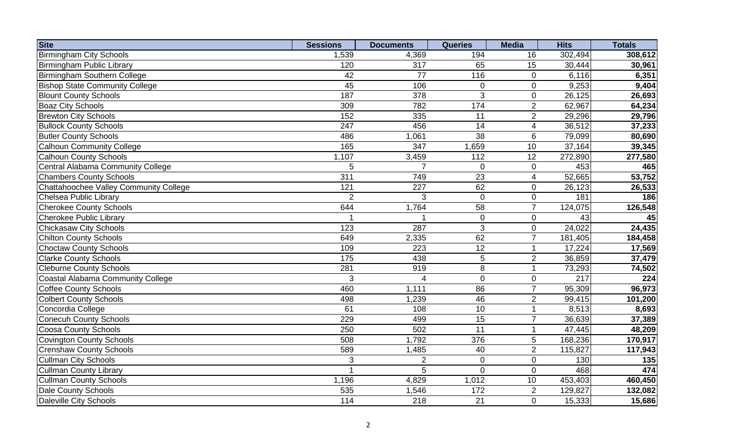| Site | Sessions | Documents | Queries | Media | Hits | Totals |
|---|---|---|---|---|---|---|
| Birmingham City Schools | 1,539 | 4,369 | 194 | 16 | 302,494 | **308,612** |
| Birmingham Public Library | 120 | 317 | 65 | 15 | 30,444 | **30,961** |
| Birmingham Southern College | 42 | 77 | 116 | 0 | 6,116 | **6,351** |
| Bishop State Community College | 45 | 106 | 0 | 0 | 9,253 | **9,404** |
| Blount County Schools | 187 | 378 | 3 | 0 | 26,125 | **26,693** |
| Boaz City Schools | 309 | 782 | 174 | 2 | 62,967 | **64,234** |
| Brewton City Schools | 152 | 335 | 11 | 2 | 29,296 | **29,796** |
| Bullock County Schools | 247 | 456 | 14 | 4 | 36,512 | **37,233** |
| Butler County Schools | 486 | 1,061 | 38 | 6 | 79,099 | **80,690** |
| Calhoun Community College | 165 | 347 | 1,659 | 10 | 37,164 | **39,345** |
| Calhoun County Schools | 1,107 | 3,459 | 112 | 12 | 272,890 | **277,580** |
| Central Alabama Community College | 5 | 7 | 0 | 0 | 453 | **465** |
| Chambers County Schools | 311 | 749 | 23 | 4 | 52,665 | **53,752** |
| Chattahoochee Valley Community College | 121 | 227 | 62 | 0 | 26,123 | **26,533** |
| Chelsea Public Library | 2 | 3 | 0 | 0 | 181 | **186** |
| Cherokee County Schools | 644 | 1,764 | 58 | 7 | 124,075 | **126,548** |
| Cherokee Public Library | 1 | 1 | 0 | 0 | 43 | **45** |
| Chickasaw City Schools | 123 | 287 | 3 | 0 | 24,022 | **24,435** |
| Chilton County Schools | 649 | 2,335 | 62 | 7 | 181,405 | **184,458** |
| Choctaw County Schools | 109 | 223 | 12 | 1 | 17,224 | **17,569** |
| Clarke County Schools | 175 | 438 | 5 | 2 | 36,859 | **37,479** |
| Cleburne County Schools | 281 | 919 | 8 | 1 | 73,293 | **74,502** |
| Coastal Alabama Community College | 3 | 4 | 0 | 0 | 217 | **224** |
| Coffee County Schools | 460 | 1,111 | 86 | 7 | 95,309 | **96,973** |
| Colbert County Schools | 498 | 1,239 | 46 | 2 | 99,415 | **101,200** |
| Concordia College | 61 | 108 | 10 | 1 | 8,513 | **8,693** |
| Conecuh County Schools | 229 | 499 | 15 | 7 | 36,639 | **37,389** |
| Coosa County Schools | 250 | 502 | 11 | 1 | 47,445 | **48,209** |
| Covington County Schools | 508 | 1,792 | 376 | 5 | 168,236 | **170,917** |
| Crenshaw County Schools | 589 | 1,485 | 40 | 2 | 115,827 | **117,943** |
| Cullman City Schools | 3 | 2 | 0 | 0 | 130 | **135** |
| Cullman County Library | 1 | 5 | 0 | 0 | 468 | **474** |
| Cullman County Schools | 1,196 | 4,829 | 1,012 | 10 | 453,403 | **460,450** |
| Dale County Schools | 535 | 1,546 | 172 | 2 | 129,827 | **132,082** |
| Daleville City Schools | 114 | 218 | 21 | 0 | 15,333 | **15,686** |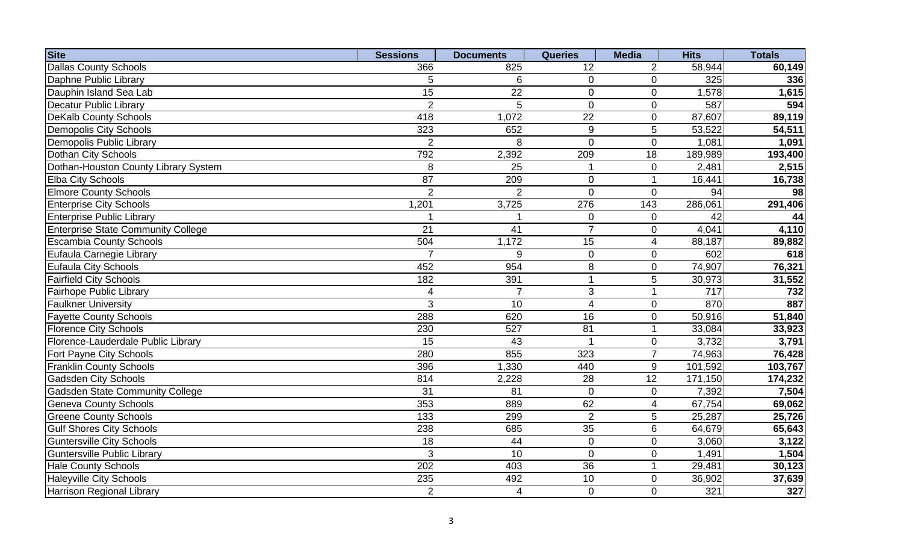| Site | Sessions | Documents | Queries | Media | Hits | Totals |
|---|---|---|---|---|---|---|
| Dallas County Schools | 366 | 825 | 12 | 2 | 58,944 | **60,149** |
| Daphne Public Library | 5 | 6 | 0 | 0 | 325 | **336** |
| Dauphin Island Sea Lab | 15 | 22 | 0 | 0 | 1,578 | **1,615** |
| Decatur Public Library | 2 | 5 | 0 | 0 | 587 | **594** |
| DeKalb County Schools | 418 | 1,072 | 22 | 0 | 87,607 | **89,119** |
| Demopolis City Schools | 323 | 652 | 9 | 5 | 53,522 | **54,511** |
| Demopolis Public Library | 2 | 8 | 0 | 0 | 1,081 | **1,091** |
| Dothan City Schools | 792 | 2,392 | 209 | 18 | 189,989 | **193,400** |
| Dothan-Houston County Library System | 8 | 25 | 1 | 0 | 2,481 | **2,515** |
| Elba City Schools | 87 | 209 | 0 | 1 | 16,441 | **16,738** |
| Elmore County Schools | 2 | 2 | 0 | 0 | 94 | **98** |
| Enterprise City Schools | 1,201 | 3,725 | 276 | 143 | 286,061 | **291,406** |
| Enterprise Public Library | 1 | 1 | 0 | 0 | 42 | **44** |
| Enterprise State Community College | 21 | 41 | 7 | 0 | 4,041 | **4,110** |
| Escambia County Schools | 504 | 1,172 | 15 | 4 | 88,187 | **89,882** |
| Eufaula Carnegie Library | 7 | 9 | 0 | 0 | 602 | **618** |
| Eufaula City Schools | 452 | 954 | 8 | 0 | 74,907 | **76,321** |
| Fairfield City Schools | 182 | 391 | 1 | 5 | 30,973 | **31,552** |
| Fairhope Public Library | 4 | 7 | 3 | 1 | 717 | **732** |
| Faulkner University | 3 | 10 | 4 | 0 | 870 | **887** |
| Fayette County Schools | 288 | 620 | 16 | 0 | 50,916 | **51,840** |
| Florence City Schools | 230 | 527 | 81 | 1 | 33,084 | **33,923** |
| Florence-Lauderdale Public Library | 15 | 43 | 1 | 0 | 3,732 | **3,791** |
| Fort Payne City Schools | 280 | 855 | 323 | 7 | 74,963 | **76,428** |
| Franklin County Schools | 396 | 1,330 | 440 | 9 | 101,592 | **103,767** |
| Gadsden City Schools | 814 | 2,228 | 28 | 12 | 171,150 | **174,232** |
| Gadsden State Community College | 31 | 81 | 0 | 0 | 7,392 | **7,504** |
| Geneva County Schools | 353 | 889 | 62 | 4 | 67,754 | **69,062** |
| Greene County Schools | 133 | 299 | 2 | 5 | 25,287 | **25,726** |
| Gulf Shores City Schools | 238 | 685 | 35 | 6 | 64,679 | **65,643** |
| Guntersville City Schools | 18 | 44 | 0 | 0 | 3,060 | **3,122** |
| Guntersville Public Library | 3 | 10 | 0 | 0 | 1,491 | **1,504** |
| Hale County Schools | 202 | 403 | 36 | 1 | 29,481 | **30,123** |
| Haleyville City Schools | 235 | 492 | 10 | 0 | 36,902 | **37,639** |
| Harrison Regional Library | 2 | 4 | 0 | 0 | 321 | **327** |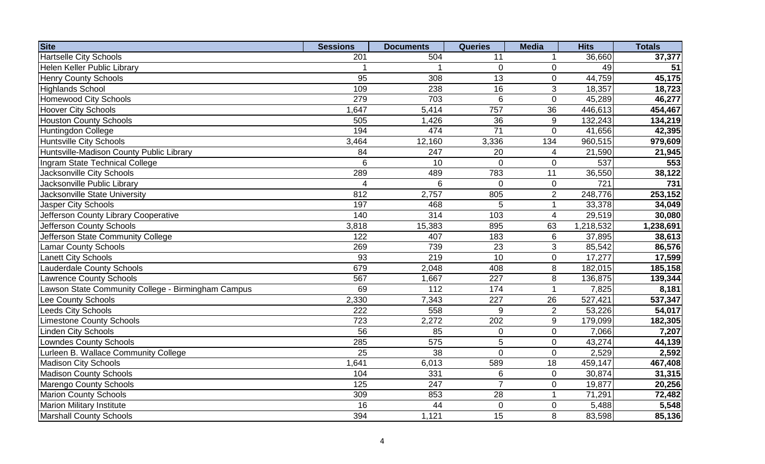| Site | Sessions | Documents | Queries | Media | Hits | Totals |
|---|---|---|---|---|---|---|
| Hartselle City Schools | 201 | 504 | 11 | 1 | 36,660 | **37,377** |
| Helen Keller Public Library | 1 | 1 | 0 | 0 | 49 | **51** |
| Henry County Schools | 95 | 308 | 13 | 0 | 44,759 | **45,175** |
| Highlands School | 109 | 238 | 16 | 3 | 18,357 | **18,723** |
| Homewood City Schools | 279 | 703 | 6 | 0 | 45,289 | **46,277** |
| Hoover City Schools | 1,647 | 5,414 | 757 | 36 | 446,613 | **454,467** |
| Houston County Schools | 505 | 1,426 | 36 | 9 | 132,243 | **134,219** |
| Huntingdon College | 194 | 474 | 71 | 0 | 41,656 | **42,395** |
| Huntsville City Schools | 3,464 | 12,160 | 3,336 | 134 | 960,515 | **979,609** |
| Huntsville-Madison County Public Library | 84 | 247 | 20 | 4 | 21,590 | **21,945** |
| Ingram State Technical College | 6 | 10 | 0 | 0 | 537 | **553** |
| Jacksonville City Schools | 289 | 489 | 783 | 11 | 36,550 | **38,122** |
| Jacksonville Public Library | 4 | 6 | 0 | 0 | 721 | **731** |
| Jacksonville State University | 812 | 2,757 | 805 | 2 | 248,776 | **253,152** |
| Jasper City Schools | 197 | 468 | 5 | 1 | 33,378 | **34,049** |
| Jefferson County Library Cooperative | 140 | 314 | 103 | 4 | 29,519 | **30,080** |
| Jefferson County Schools | 3,818 | 15,383 | 895 | 63 | 1,218,532 | **1,238,691** |
| Jefferson State Community College | 122 | 407 | 183 | 6 | 37,895 | **38,613** |
| Lamar County Schools | 269 | 739 | 23 | 3 | 85,542 | **86,576** |
| Lanett City Schools | 93 | 219 | 10 | 0 | 17,277 | **17,599** |
| Lauderdale County Schools | 679 | 2,048 | 408 | 8 | 182,015 | **185,158** |
| Lawrence County Schools | 567 | 1,667 | 227 | 8 | 136,875 | **139,344** |
| Lawson State Community College - Birmingham Campus | 69 | 112 | 174 | 1 | 7,825 | **8,181** |
| Lee County Schools | 2,330 | 7,343 | 227 | 26 | 527,421 | **537,347** |
| Leeds City Schools | 222 | 558 | 9 | 2 | 53,226 | **54,017** |
| Limestone County Schools | 723 | 2,272 | 202 | 9 | 179,099 | **182,305** |
| Linden City Schools | 56 | 85 | 0 | 0 | 7,066 | **7,207** |
| Lowndes County Schools | 285 | 575 | 5 | 0 | 43,274 | **44,139** |
| Lurleen B. Wallace Community College | 25 | 38 | 0 | 0 | 2,529 | **2,592** |
| Madison City Schools | 1,641 | 6,013 | 589 | 18 | 459,147 | **467,408** |
| Madison County Schools | 104 | 331 | 6 | 0 | 30,874 | **31,315** |
| Marengo County Schools | 125 | 247 | 7 | 0 | 19,877 | **20,256** |
| Marion County Schools | 309 | 853 | 28 | 1 | 71,291 | **72,482** |
| Marion Military Institute | 16 | 44 | 0 | 0 | 5,488 | **5,548** |
| Marshall County Schools | 394 | 1,121 | 15 | 8 | 83,598 | **85,136** |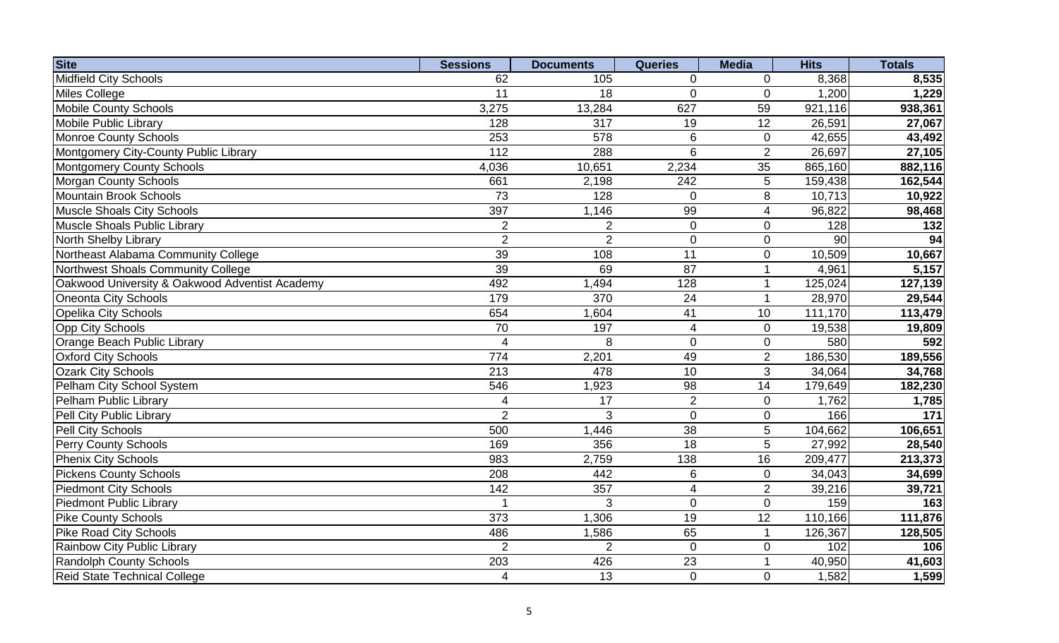| Site | Sessions | Documents | Queries | Media | Hits | Totals |
|---|---|---|---|---|---|---|
| Midfield City Schools | 62 | 105 | 0 | 0 | 8,368 | **8,535** |
| Miles College | 11 | 18 | 0 | 0 | 1,200 | **1,229** |
| Mobile County Schools | 3,275 | 13,284 | 627 | 59 | 921,116 | **938,361** |
| Mobile Public Library | 128 | 317 | 19 | 12 | 26,591 | **27,067** |
| Monroe County Schools | 253 | 578 | 6 | 0 | 42,655 | **43,492** |
| Montgomery City-County Public Library | 112 | 288 | 6 | 2 | 26,697 | **27,105** |
| Montgomery County Schools | 4,036 | 10,651 | 2,234 | 35 | 865,160 | **882,116** |
| Morgan County Schools | 661 | 2,198 | 242 | 5 | 159,438 | **162,544** |
| Mountain Brook Schools | 73 | 128 | 0 | 8 | 10,713 | **10,922** |
| Muscle Shoals City Schools | 397 | 1,146 | 99 | 4 | 96,822 | **98,468** |
| Muscle Shoals Public Library | 2 | 2 | 0 | 0 | 128 | **132** |
| North Shelby Library | 2 | 2 | 0 | 0 | 90 | **94** |
| Northeast Alabama Community College | 39 | 108 | 11 | 0 | 10,509 | **10,667** |
| Northwest Shoals Community College | 39 | 69 | 87 | 1 | 4,961 | **5,157** |
| Oakwood University & Oakwood Adventist Academy | 492 | 1,494 | 128 | 1 | 125,024 | **127,139** |
| Oneonta City Schools | 179 | 370 | 24 | 1 | 28,970 | **29,544** |
| Opelika City Schools | 654 | 1,604 | 41 | 10 | 111,170 | **113,479** |
| Opp City Schools | 70 | 197 | 4 | 0 | 19,538 | **19,809** |
| Orange Beach Public Library | 4 | 8 | 0 | 0 | 580 | **592** |
| Oxford City Schools | 774 | 2,201 | 49 | 2 | 186,530 | **189,556** |
| Ozark City Schools | 213 | 478 | 10 | 3 | 34,064 | **34,768** |
| Pelham City School System | 546 | 1,923 | 98 | 14 | 179,649 | **182,230** |
| Pelham Public Library | 4 | 17 | 2 | 0 | 1,762 | **1,785** |
| Pell City Public Library | 2 | 3 | 0 | 0 | 166 | **171** |
| Pell City Schools | 500 | 1,446 | 38 | 5 | 104,662 | **106,651** |
| Perry County Schools | 169 | 356 | 18 | 5 | 27,992 | **28,540** |
| Phenix City Schools | 983 | 2,759 | 138 | 16 | 209,477 | **213,373** |
| Pickens County Schools | 208 | 442 | 6 | 0 | 34,043 | **34,699** |
| Piedmont City Schools | 142 | 357 | 4 | 2 | 39,216 | **39,721** |
| Piedmont Public Library | 1 | 3 | 0 | 0 | 159 | **163** |
| Pike County Schools | 373 | 1,306 | 19 | 12 | 110,166 | **111,876** |
| Pike Road City Schools | 486 | 1,586 | 65 | 1 | 126,367 | **128,505** |
| Rainbow City Public Library | 2 | 2 | 0 | 0 | 102 | **106** |
| Randolph County Schools | 203 | 426 | 23 | 1 | 40,950 | **41,603** |
| Reid State Technical College | 4 | 13 | 0 | 0 | 1,582 | **1,599** |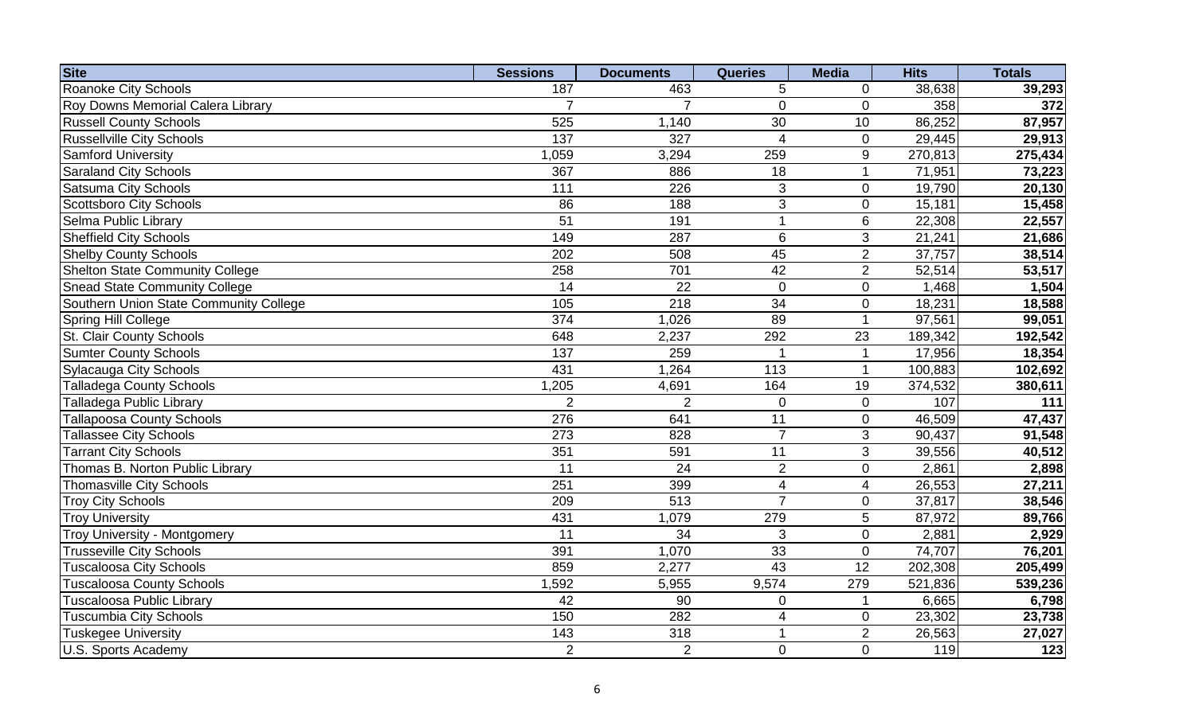| Site | Sessions | Documents | Queries | Media | Hits | Totals |
|---|---|---|---|---|---|---|
| Roanoke City Schools | 187 | 463 | 5 | 0 | 38,638 | **39,293** |
| Roy Downs Memorial Calera Library | 7 | 7 | 0 | 0 | 358 | **372** |
| Russell County Schools | 525 | 1,140 | 30 | 10 | 86,252 | **87,957** |
| Russellville City Schools | 137 | 327 | 4 | 0 | 29,445 | **29,913** |
| Samford University | 1,059 | 3,294 | 259 | 9 | 270,813 | **275,434** |
| Saraland City Schools | 367 | 886 | 18 | 1 | 71,951 | **73,223** |
| Satsuma City Schools | 111 | 226 | 3 | 0 | 19,790 | **20,130** |
| Scottsboro City Schools | 86 | 188 | 3 | 0 | 15,181 | **15,458** |
| Selma Public Library | 51 | 191 | 1 | 6 | 22,308 | **22,557** |
| Sheffield City Schools | 149 | 287 | 6 | 3 | 21,241 | **21,686** |
| Shelby County Schools | 202 | 508 | 45 | 2 | 37,757 | **38,514** |
| Shelton State Community College | 258 | 701 | 42 | 2 | 52,514 | **53,517** |
| Snead State Community College | 14 | 22 | 0 | 0 | 1,468 | **1,504** |
| Southern Union State Community College | 105 | 218 | 34 | 0 | 18,231 | **18,588** |
| Spring Hill College | 374 | 1,026 | 89 | 1 | 97,561 | **99,051** |
| St. Clair County Schools | 648 | 2,237 | 292 | 23 | 189,342 | **192,542** |
| Sumter County Schools | 137 | 259 | 1 | 1 | 17,956 | **18,354** |
| Sylacauga City Schools | 431 | 1,264 | 113 | 1 | 100,883 | **102,692** |
| Talladega County Schools | 1,205 | 4,691 | 164 | 19 | 374,532 | **380,611** |
| Talladega Public Library | 2 | 2 | 0 | 0 | 107 | **111** |
| Tallapoosa County Schools | 276 | 641 | 11 | 0 | 46,509 | **47,437** |
| Tallassee City Schools | 273 | 828 | 7 | 3 | 90,437 | **91,548** |
| Tarrant City Schools | 351 | 591 | 11 | 3 | 39,556 | **40,512** |
| Thomas B. Norton Public Library | 11 | 24 | 2 | 0 | 2,861 | **2,898** |
| Thomasville City Schools | 251 | 399 | 4 | 4 | 26,553 | **27,211** |
| Troy City Schools | 209 | 513 | 7 | 0 | 37,817 | **38,546** |
| Troy University | 431 | 1,079 | 279 | 5 | 87,972 | **89,766** |
| Troy University - Montgomery | 11 | 34 | 3 | 0 | 2,881 | **2,929** |
| Trusseville City Schools | 391 | 1,070 | 33 | 0 | 74,707 | **76,201** |
| Tuscaloosa City Schools | 859 | 2,277 | 43 | 12 | 202,308 | **205,499** |
| Tuscaloosa County Schools | 1,592 | 5,955 | 9,574 | 279 | 521,836 | **539,236** |
| Tuscaloosa Public Library | 42 | 90 | 0 | 1 | 6,665 | **6,798** |
| Tuscumbia City Schools | 150 | 282 | 4 | 0 | 23,302 | **23,738** |
| Tuskegee University | 143 | 318 | 1 | 2 | 26,563 | **27,027** |
| U.S. Sports Academy | 2 | 2 | 0 | 0 | 119 | **123** |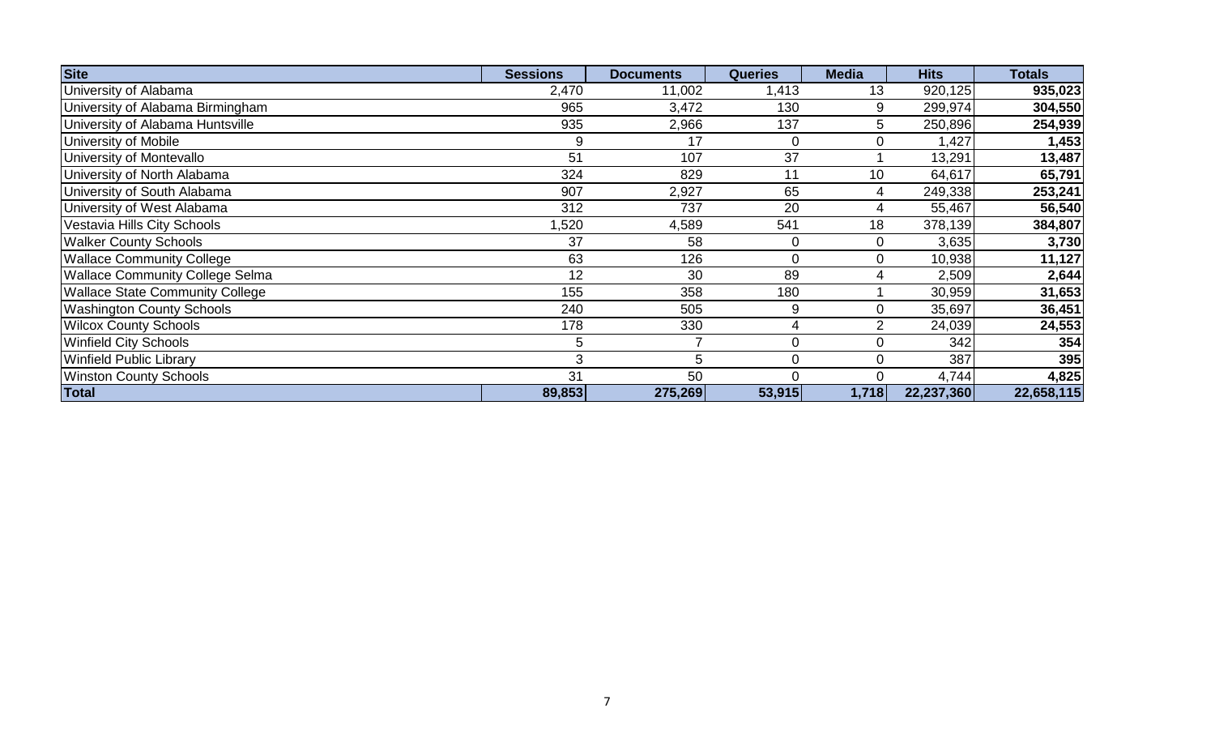| Site | Sessions | Documents | Queries | Media | Hits | Totals |
|---|---|---|---|---|---|---|
| University of Alabama | 2,470 | 11,002 | 1,413 | 13 | 920,125 | **935,023** |
| University of Alabama Birmingham | 965 | 3,472 | 130 | 9 | 299,974 | **304,550** |
| University of Alabama Huntsville | 935 | 2,966 | 137 | 5 | 250,896 | **254,939** |
| University of Mobile | 9 | 17 | 0 | 0 | 1,427 | **1,453** |
| University of Montevallo | 51 | 107 | 37 | 1 | 13,291 | **13,487** |
| University of North Alabama | 324 | 829 | 11 | 10 | 64,617 | **65,791** |
| University of South Alabama | 907 | 2,927 | 65 | 4 | 249,338 | **253,241** |
| University of West Alabama | 312 | 737 | 20 | 4 | 55,467 | **56,540** |
| Vestavia Hills City Schools | 1,520 | 4,589 | 541 | 18 | 378,139 | **384,807** |
| Walker County Schools | 37 | 58 | 0 | 0 | 3,635 | **3,730** |
| Wallace Community College | 63 | 126 | 0 | 0 | 10,938 | **11,127** |
| Wallace Community College Selma | 12 | 30 | 89 | 4 | 2,509 | **2,644** |
| Wallace State Community College | 155 | 358 | 180 | 1 | 30,959 | **31,653** |
| Washington County Schools | 240 | 505 | 9 | 0 | 35,697 | **36,451** |
| Wilcox County Schools | 178 | 330 | 4 | 2 | 24,039 | **24,553** |
| Winfield City Schools | 5 | 7 | 0 | 0 | 342 | **354** |
| Winfield Public Library | 3 | 5 | 0 | 0 | 387 | **395** |
| Winston County Schools | 31 | 50 | 0 | 0 | 4,744 | **4,825** |
| **Total** | **89,853** | **275,269** | **53,915** | **1,718** | **22,237,360** | **22,658,115** |